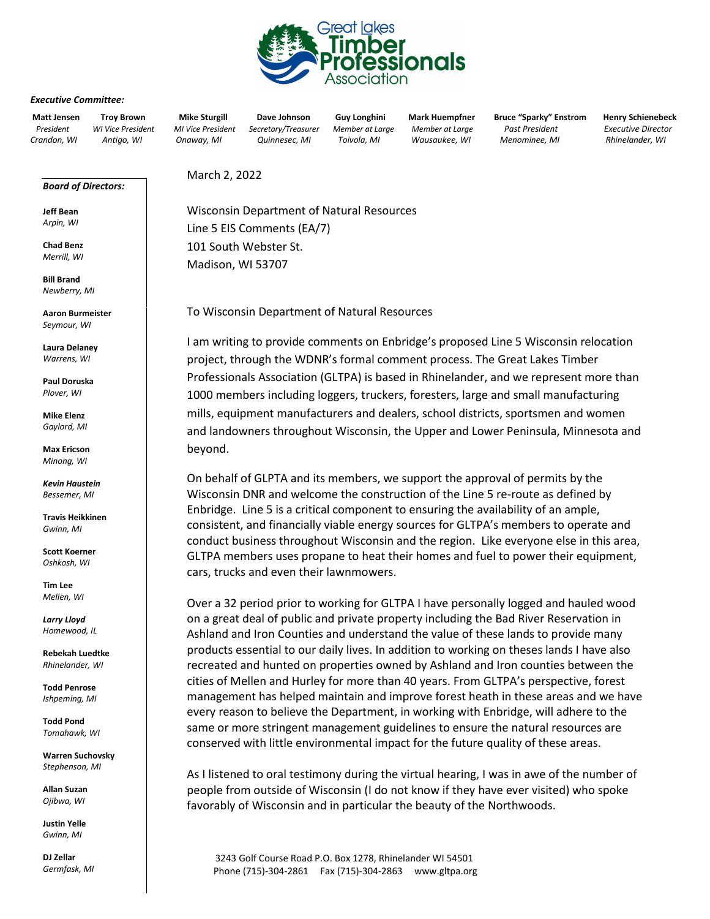# Great Lakes Timber Professionals Association

***Executive Committee:***

| Matt Jensen | Troy Brown | Mike Sturgill | Dave Johnson | Guy Longhini | Mark Huempfner | Bruce "Sparky" Enstrom | Henry Schienebeck |
|---|---|---|---|---|---|---|---|
| *President* | *WI Vice President* | *MI Vice President* | *Secretary/Treasurer* | *Member at Large* | *Member at Large* | *Past President* | *Executive Director* |
| *Crandon, WI* | *Antigo, WI* | *Onaway, MI* | *Quinnesec, MI* | *Toivola, MI* | *Wausaukee, WI* | *Menominee, MI* | *Rhinelander, WI* |

***Board of Directors:***

**Jeff Bean** *Arpin, WI*
**Chad Benz** *Merrill, WI*
**Bill Brand** *Newberry, MI*
**Aaron Burmeister** *Seymour, WI*
**Laura Delaney** *Warrens, WI*
**Paul Doruska** *Plover, WI*
**Mike Elenz** *Gaylord, MI*
**Max Ericson** *Minong, WI*
***Kevin Haustein*** *Bessemer, MI*
**Travis Heikkinen** *Gwinn, MI*
**Scott Koerner** *Oshkosh, WI*
**Tim Lee** *Mellen, WI*
***Larry Lloyd*** *Homewood, IL*
**Rebekah Luedtke** *Rhinelander, WI*
**Todd Penrose** *Ishpeming, MI*
**Todd Pond** *Tomahawk, WI*
**Warren Suchovsky** *Stephenson, MI*
**Allan Suzan** *Ojibwa, WI*
**Justin Yelle** *Gwinn, MI*
**DJ Zellar** *Germfask, MI*

March 2, 2022

Wisconsin Department of Natural Resources
Line 5 EIS Comments (EA/7)
101 South Webster St.
Madison, WI 53707

To Wisconsin Department of Natural Resources

I am writing to provide comments on Enbridge's proposed Line 5 Wisconsin relocation project, through the WDNR's formal comment process. The Great Lakes Timber Professionals Association (GLTPA) is based in Rhinelander, and we represent more than 1000 members including loggers, truckers, foresters, large and small manufacturing mills, equipment manufacturers and dealers, school districts, sportsmen and women and landowners throughout Wisconsin, the Upper and Lower Peninsula, Minnesota and beyond.

On behalf of GLPTA and its members, we support the approval of permits by the Wisconsin DNR and welcome the construction of the Line 5 re-route as defined by Enbridge. Line 5 is a critical component to ensuring the availability of an ample, consistent, and financially viable energy sources for GLTPA's members to operate and conduct business throughout Wisconsin and the region. Like everyone else in this area, GLTPA members uses propane to heat their homes and fuel to power their equipment, cars, trucks and even their lawnmowers.

Over a 32 period prior to working for GLTPA I have personally logged and hauled wood on a great deal of public and private property including the Bad River Reservation in Ashland and Iron Counties and understand the value of these lands to provide many products essential to our daily lives. In addition to working on theses lands I have also recreated and hunted on properties owned by Ashland and Iron counties between the cities of Mellen and Hurley for more than 40 years. From GLTPA's perspective, forest management has helped maintain and improve forest heath in these areas and we have every reason to believe the Department, in working with Enbridge, will adhere to the same or more stringent management guidelines to ensure the natural resources are conserved with little environmental impact for the future quality of these areas.

As I listened to oral testimony during the virtual hearing, I was in awe of the number of people from outside of Wisconsin (I do not know if they have ever visited) who spoke favorably of Wisconsin and in particular the beauty of the Northwoods.

3243 Golf Course Road P.O. Box 1278, Rhinelander WI 54501
Phone (715)-304-2861 Fax (715)-304-2863 www.gltpa.org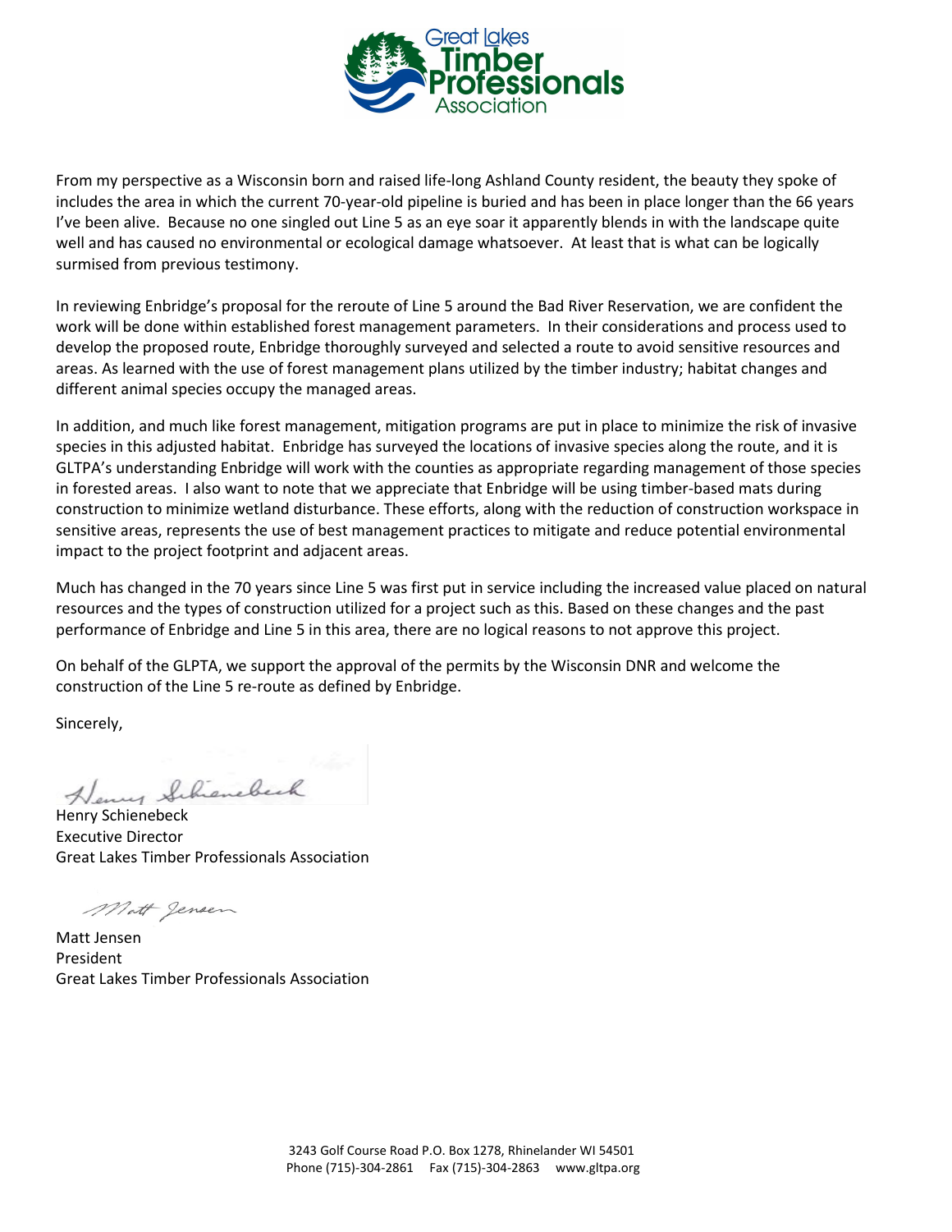From my perspective as a Wisconsin born and raised life-long Ashland County resident, the beauty they spoke of includes the area in which the current 70-year-old pipeline is buried and has been in place longer than the 66 years I've been alive. Because no one singled out Line 5 as an eye soar it apparently blends in with the landscape quite well and has caused no environmental or ecological damage whatsoever. At least that is what can be logically surmised from previous testimony.

In reviewing Enbridge's proposal for the reroute of Line 5 around the Bad River Reservation, we are confident the work will be done within established forest management parameters. In their considerations and process used to develop the proposed route, Enbridge thoroughly surveyed and selected a route to avoid sensitive resources and areas. As learned with the use of forest management plans utilized by the timber industry; habitat changes and different animal species occupy the managed areas.

In addition, and much like forest management, mitigation programs are put in place to minimize the risk of invasive species in this adjusted habitat. Enbridge has surveyed the locations of invasive species along the route, and it is GLTPA's understanding Enbridge will work with the counties as appropriate regarding management of those species in forested areas. I also want to note that we appreciate that Enbridge will be using timber-based mats during construction to minimize wetland disturbance. These efforts, along with the reduction of construction workspace in sensitive areas, represents the use of best management practices to mitigate and reduce potential environmental impact to the project footprint and adjacent areas.

Much has changed in the 70 years since Line 5 was first put in service including the increased value placed on natural resources and the types of construction utilized for a project such as this. Based on these changes and the past performance of Enbridge and Line 5 in this area, there are no logical reasons to not approve this project.

On behalf of the GLPTA, we support the approval of the permits by the Wisconsin DNR and welcome the construction of the Line 5 re-route as defined by Enbridge.

Sincerely,

Henry Schienebeck
Executive Director
Great Lakes Timber Professionals Association

Matt Jensen
President
Great Lakes Timber Professionals Association

3243 Golf Course Road P.O. Box 1278, Rhinelander WI 54501
Phone (715)-304-2861 Fax (715)-304-2863 www.gltpa.org